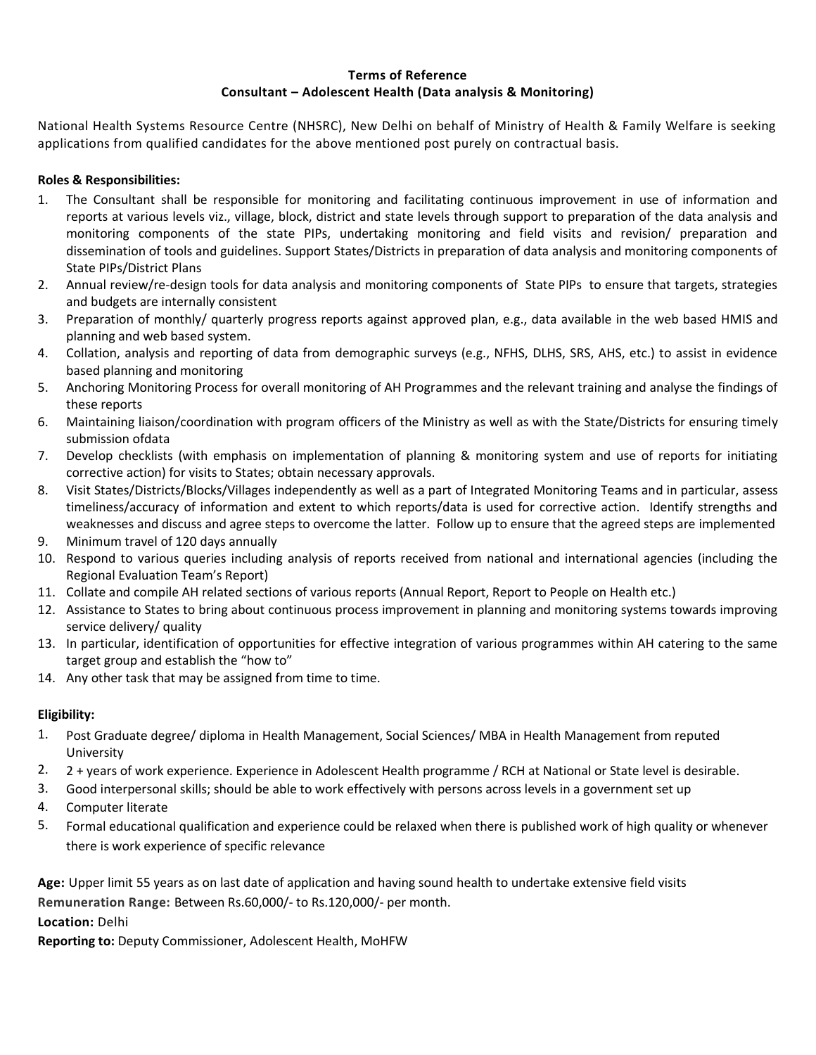**Terms of Reference**

**Consultant – Adolescent Health (Data analysis & Monitoring)**

National Health Systems Resource Centre (NHSRC), New Delhi on behalf of Ministry of Health & Family Welfare is seeking applications from qualified candidates for the above mentioned post purely on contractual basis.

**Roles & Responsibilities:**

1. The Consultant shall be responsible for monitoring and facilitating continuous improvement in use of information and reports at various levels viz., village, block, district and state levels through support to preparation of the data analysis and monitoring components of the state PIPs, undertaking monitoring and field visits and revision/ preparation and dissemination of tools and guidelines. Support States/Districts in preparation of data analysis and monitoring components of State PIPs/District Plans
2. Annual review/re-design tools for data analysis and monitoring components of State PIPs to ensure that targets, strategies and budgets are internally consistent
3. Preparation of monthly/ quarterly progress reports against approved plan, e.g., data available in the web based HMIS and planning and web based system.
4. Collation, analysis and reporting of data from demographic surveys (e.g., NFHS, DLHS, SRS, AHS, etc.) to assist in evidence based planning and monitoring
5. Anchoring Monitoring Process for overall monitoring of AH Programmes and the relevant training and analyse the findings of these reports
6. Maintaining liaison/coordination with program officers of the Ministry as well as with the State/Districts for ensuring timely submission ofdata
7. Develop checklists (with emphasis on implementation of planning & monitoring system and use of reports for initiating corrective action) for visits to States; obtain necessary approvals.
8. Visit States/Districts/Blocks/Villages independently as well as a part of Integrated Monitoring Teams and in particular, assess timeliness/accuracy of information and extent to which reports/data is used for corrective action. Identify strengths and weaknesses and discuss and agree steps to overcome the latter. Follow up to ensure that the agreed steps are implemented
9. Minimum travel of 120 days annually
10. Respond to various queries including analysis of reports received from national and international agencies (including the Regional Evaluation Team's Report)
11. Collate and compile AH related sections of various reports (Annual Report, Report to People on Health etc.)
12. Assistance to States to bring about continuous process improvement in planning and monitoring systems towards improving service delivery/ quality
13. In particular, identification of opportunities for effective integration of various programmes within AH catering to the same target group and establish the "how to"
14. Any other task that may be assigned from time to time.

**Eligibility:**

1. Post Graduate degree/ diploma in Health Management, Social Sciences/ MBA in Health Management from reputed University
2. 2 + years of work experience. Experience in Adolescent Health programme / RCH at National or State level is desirable.
3. Good interpersonal skills; should be able to work effectively with persons across levels in a government set up
4. Computer literate
5. Formal educational qualification and experience could be relaxed when there is published work of high quality or whenever there is work experience of specific relevance

**Age:** Upper limit 55 years as on last date of application and having sound health to undertake extensive field visits

**Remuneration Range:** Between Rs.60,000/- to Rs.120,000/- per month.

**Location:** Delhi

**Reporting to:** Deputy Commissioner, Adolescent Health, MoHFW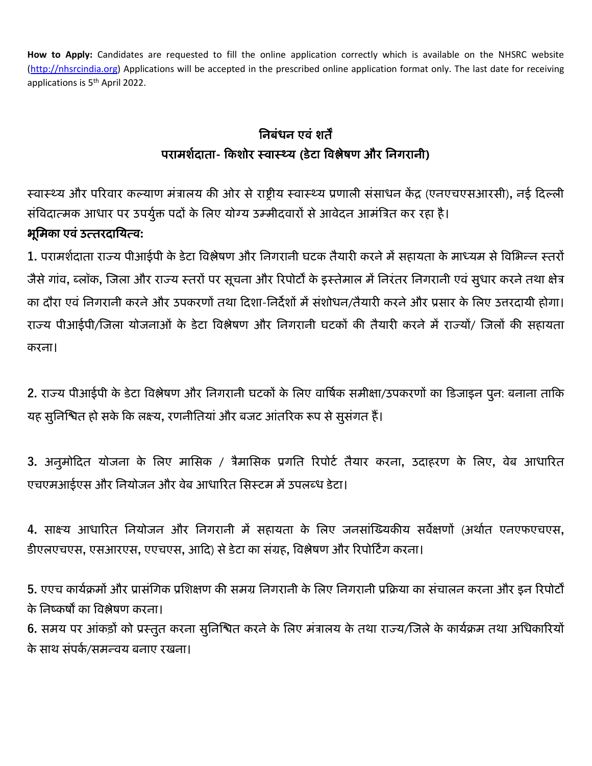**How to Apply:** Candidates are requested to fill the online application correctly which is available on the NHSRC website (http://nhsrcindia.org) Applications will be accepted in the prescribed online application format only. The last date for receiving applications is 5th April 2022.

## निबंधन एवं शर्तें
## परामर्शदाता- किशोर स्वास्थ्य (डेटा विश्लेषण और निगरानी)

स्वास्थ्य और परिवार कल्याण मंत्रालय की ओर से राष्ट्रीय स्वास्थ्य प्रणाली संसाधन केंद्र (एनएचएसआरसी), नई दिल्ली संविदात्मक आधार पर उपर्युक्त पदों के लिए योग्य उम्मीदवारों से आवेदन आमंत्रित कर रहा है।

**भूमिका एवं उत्तरदायित्व:**

1. परामर्शदाता राज्य पीआईपी के डेटा विश्लेषण और निगरानी घटक तैयारी करने में सहायता के माध्यम से विभिन्न स्तरों जैसे गांव, ब्लॉक, जिला और राज्य स्तरों पर सूचना और रिपोर्टों के इस्तेमाल में निरंतर निगरानी एवं सुधार करने तथा क्षेत्र का दौरा एवं निगरानी करने और उपकरणों तथा दिशा-निर्देशों में संशोधन/तैयारी करने और प्रसार के लिए उत्तरदायी होगा। राज्य पीआईपी/जिला योजनाओं के डेटा विश्लेषण और निगरानी घटकों की तैयारी करने में राज्यों/ जिलों की सहायता करना।

2. राज्य पीआईपी के डेटा विश्लेषण और निगरानी घटकों के लिए वार्षिक समीक्षा/उपकरणों का डिजाइन पुन: बनाना ताकि यह सुनिश्चित हो सके कि लक्ष्य, रणनीतियां और बजट आंतरिक रूप से सुसंगत हैं।

3. अनुमोदित योजना के लिए मासिक / त्रैमासिक प्रगति रिपोर्ट तैयार करना, उदाहरण के लिए, वेब आधारित एचएमआईएस और नियोजन और वेब आधारित सिस्टम में उपलब्ध डेटा।

4. साक्ष्य आधारित नियोजन और निगरानी में सहायता के लिए जनसांख्यिकीय सर्वेक्षणों (अर्थात एनएफएचएस, डीएलएचएस, एसआरएस, एएचएस, आदि) से डेटा का संग्रह, विश्लेषण और रिपोर्टिंग करना।

5. एएच कार्यक्रमों और प्रासंगिक प्रशिक्षण की समग्र निगरानी के लिए निगरानी प्रक्रिया का संचालन करना और इन रिपोर्टों के निष्कर्षों का विश्लेषण करना।

6. समय पर आंकड़ों को प्रस्तुत करना सुनिश्चित करने के लिए मंत्रालय के तथा राज्य/जिले के कार्यक्रम तथा अधिकारियों के साथ संपर्क/समन्वय बनाए रखना।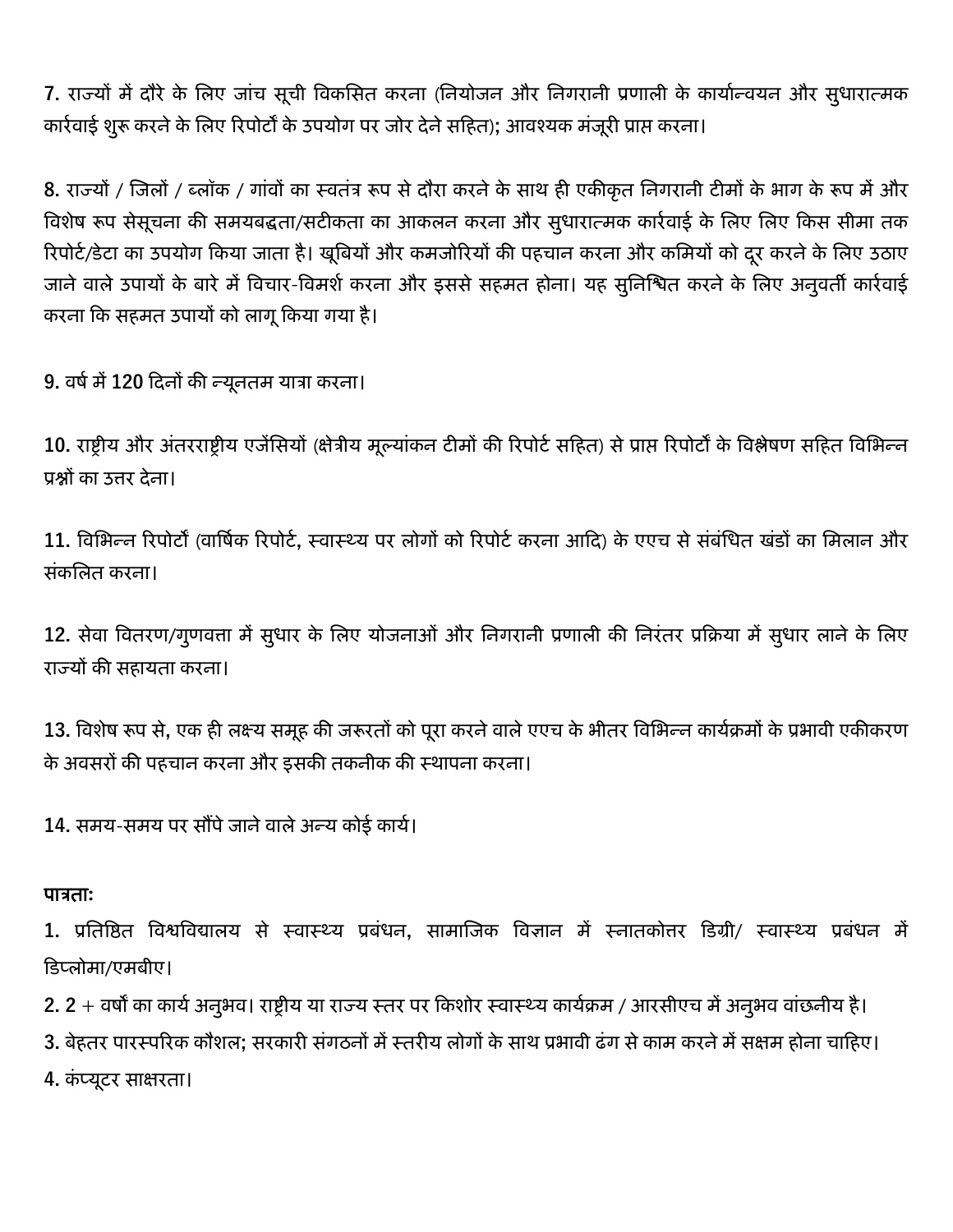7. राज्यों में दौरे के लिए जांच सूची विकसित करना (नियोजन और निगरानी प्रणाली के कार्यान्वयन और सुधारात्मक कार्रवाई शुरू करने के लिए रिपोर्टों के उपयोग पर जोर देने सहित); आवश्यक मंजूरी प्राप्त करना।

8. राज्यों / जिलों / ब्लॉक / गांवों का स्वतंत्र रूप से दौरा करने के साथ ही एकीकृत निगरानी टीमों के भाग के रूप में और विशेष रूप सेसूचना की समयबद्धता/सटीकता का आकलन करना और सुधारात्मक कार्रवाई के लिए लिए किस सीमा तक रिपोर्ट/डेटा का उपयोग किया जाता है। खूबियों और कमजोरियों की पहचान करना और कमियों को दूर करने के लिए उठाए जाने वाले उपायों के बारे में विचार-विमर्श करना और इससे सहमत होना। यह सुनिश्चित करने के लिए अनुवर्ती कार्रवाई करना कि सहमत उपायों को लागू किया गया है।

9. वर्ष में 120 दिनों की न्यूनतम यात्रा करना।

10. राष्ट्रीय और अंतरराष्ट्रीय एजेंसियों (क्षेत्रीय मूल्यांकन टीमों की रिपोर्ट सहित) से प्राप्त रिपोर्टों के विश्लेषण सहित विभिन्न प्रश्नों का उत्तर देना।

11. विभिन्न रिपोर्टों (वार्षिक रिपोर्ट, स्वास्थ्य पर लोगों को रिपोर्ट करना आदि) के एएच से संबंधित खंडों का मिलान और संकलित करना।

12. सेवा वितरण/गुणवत्ता में सुधार के लिए योजनाओं और निगरानी प्रणाली की निरंतर प्रक्रिया में सुधार लाने के लिए राज्यों की सहायता करना।

13. विशेष रूप से, एक ही लक्ष्य समूह की जरूरतों को पूरा करने वाले एएच के भीतर विभिन्न कार्यक्रमों के प्रभावी एकीकरण के अवसरों की पहचान करना और इसकी तकनीक की स्थापना करना।

14. समय-समय पर सौंपे जाने वाले अन्य कोई कार्य।

**पात्रताः**

1. प्रतिष्ठित विश्वविद्यालय से स्वास्थ्य प्रबंधन, सामाजिक विज्ञान में स्नातकोत्तर डिग्री/ स्वास्थ्य प्रबंधन में डिप्लोमा/एमबीए।
2. 2 + वर्षों का कार्य अनुभव। राष्ट्रीय या राज्य स्तर पर किशोर स्वास्थ्य कार्यक्रम / आरसीएच में अनुभव वांछनीय है।
3. बेहतर पारस्परिक कौशल; सरकारी संगठनों में स्तरीय लोगों के साथ प्रभावी ढंग से काम करने में सक्षम होना चाहिए।
4. कंप्यूटर साक्षरता।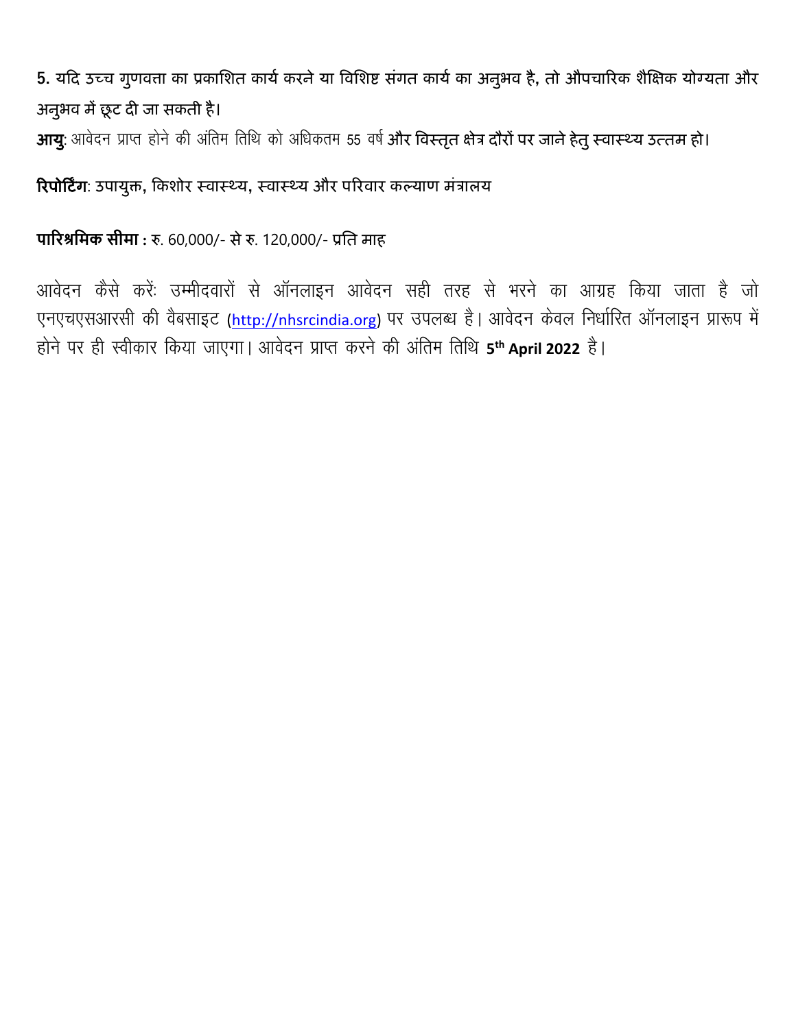5. यदि उच्च गुणवत्ता का प्रकाशित कार्य करने या विशिष्ट संगत कार्य का अनुभव है, तो औपचारिक शैक्षिक योग्यता और अनुभव में छूट दी जा सकती है।

**आयु**: आवेदन प्राप्त होने की अंतिम तिथि को अधिकतम 55 वर्ष **और विस्तृत क्षेत्र दौरों पर जाने हेतु स्वास्थ्य उत्तम हो।**

**रिपोर्टिंग**: उपायुक्त, किशोर स्वास्थ्य, स्वास्थ्य और परिवार कल्याण मंत्रालय

**पारिश्रमिक सीमा :** रु. 60,000/- **से** रु. 120,000/- **प्रति माह**

आवेदन कैसे करें: उम्मीदवारों से ऑनलाइन आवेदन सही तरह से भरने का आग्रह किया जाता है जो एनएचएसआरसी की वैबसाइट (http://nhsrcindia.org) पर उपलब्ध है। आवेदन केवल निर्धारित ऑनलाइन प्रारूप में होने पर ही स्वीकार किया जाएगा। आवेदन प्राप्त करने की अंतिम तिथि **5th April 2022** है।